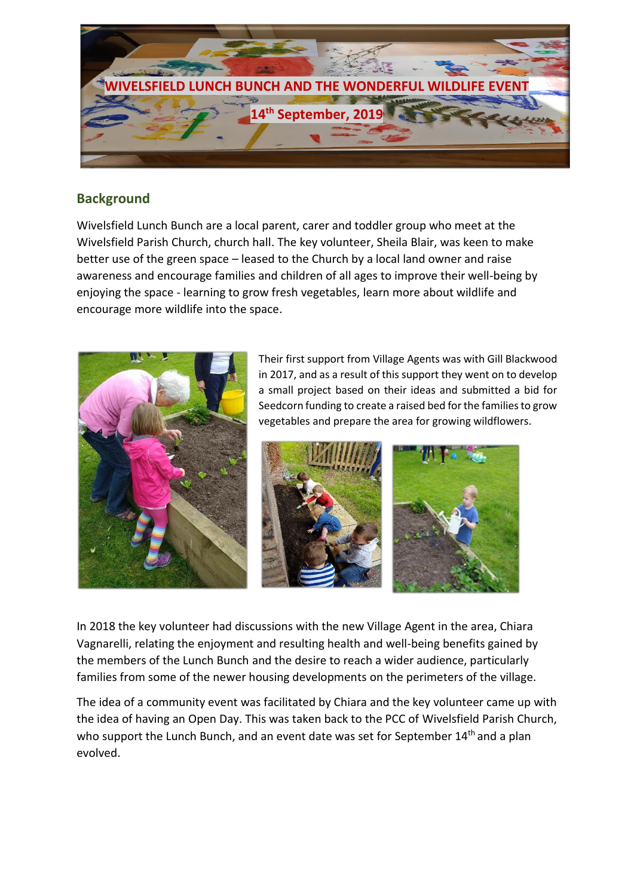# WIVELSFIELD LUNCH BUNCH AND THE WONDERFUL WILDLIFE EVENT

**14th September, 2019**

## Background

Wivelsfield Lunch Bunch are a local parent, carer and toddler group who meet at the Wivelsfield Parish Church, church hall. The key volunteer, Sheila Blair, was keen to make better use of the green space – leased to the Church by a local land owner and raise awareness and encourage families and children of all ages to improve their well-being by enjoying the space - learning to grow fresh vegetables, learn more about wildlife and encourage more wildlife into the space.

Their first support from Village Agents was with Gill Blackwood in 2017, and as a result of this support they went on to develop a small project based on their ideas and submitted a bid for Seedcorn funding to create a raised bed for the families to grow vegetables and prepare the area for growing wildflowers.

In 2018 the key volunteer had discussions with the new Village Agent in the area, Chiara Vagnarelli, relating the enjoyment and resulting health and well-being benefits gained by the members of the Lunch Bunch and the desire to reach a wider audience, particularly families from some of the newer housing developments on the perimeters of the village.

The idea of a community event was facilitated by Chiara and the key volunteer came up with the idea of having an Open Day. This was taken back to the PCC of Wivelsfield Parish Church, who support the Lunch Bunch, and an event date was set for September 14th and a plan evolved.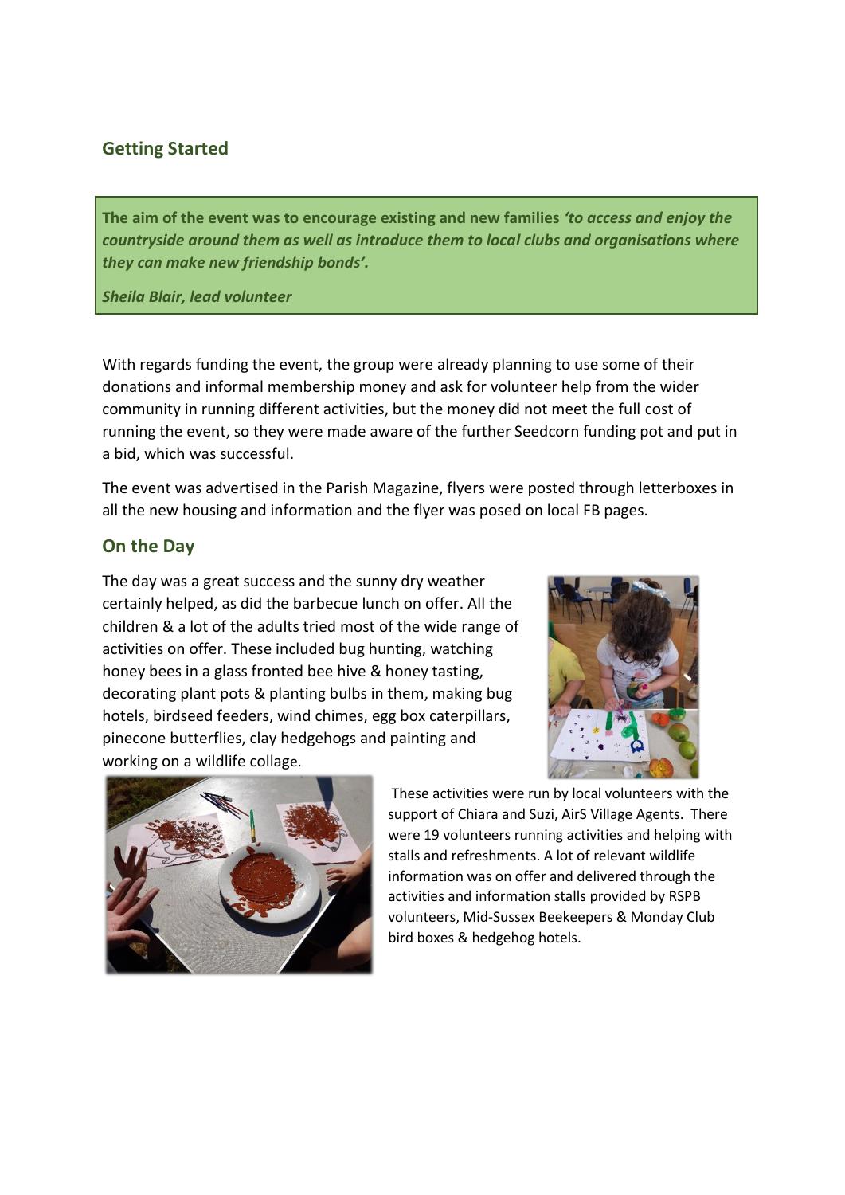## Getting Started

> **The aim of the event was to encourage existing and new families** ***'to access and enjoy the countryside around them as well as introduce them to local clubs and organisations where they can make new friendship bonds'.***
>
> ***Sheila Blair, lead volunteer***

With regards funding the event, the group were already planning to use some of their donations and informal membership money and ask for volunteer help from the wider community in running different activities, but the money did not meet the full cost of running the event, so they were made aware of the further Seedcorn funding pot and put in a bid, which was successful.

The event was advertised in the Parish Magazine, flyers were posted through letterboxes in all the new housing and information and the flyer was posed on local FB pages.

## On the Day

The day was a great success and the sunny dry weather certainly helped, as did the barbecue lunch on offer. All the children & a lot of the adults tried most of the wide range of activities on offer. These included bug hunting, watching honey bees in a glass fronted bee hive & honey tasting, decorating plant pots & planting bulbs in them, making bug hotels, birdseed feeders, wind chimes, egg box caterpillars, pinecone butterflies, clay hedgehogs and painting and working on a wildlife collage.

These activities were run by local volunteers with the support of Chiara and Suzi, AirS Village Agents. There were 19 volunteers running activities and helping with stalls and refreshments. A lot of relevant wildlife information was on offer and delivered through the activities and information stalls provided by RSPB volunteers, Mid-Sussex Beekeepers & Monday Club bird boxes & hedgehog hotels.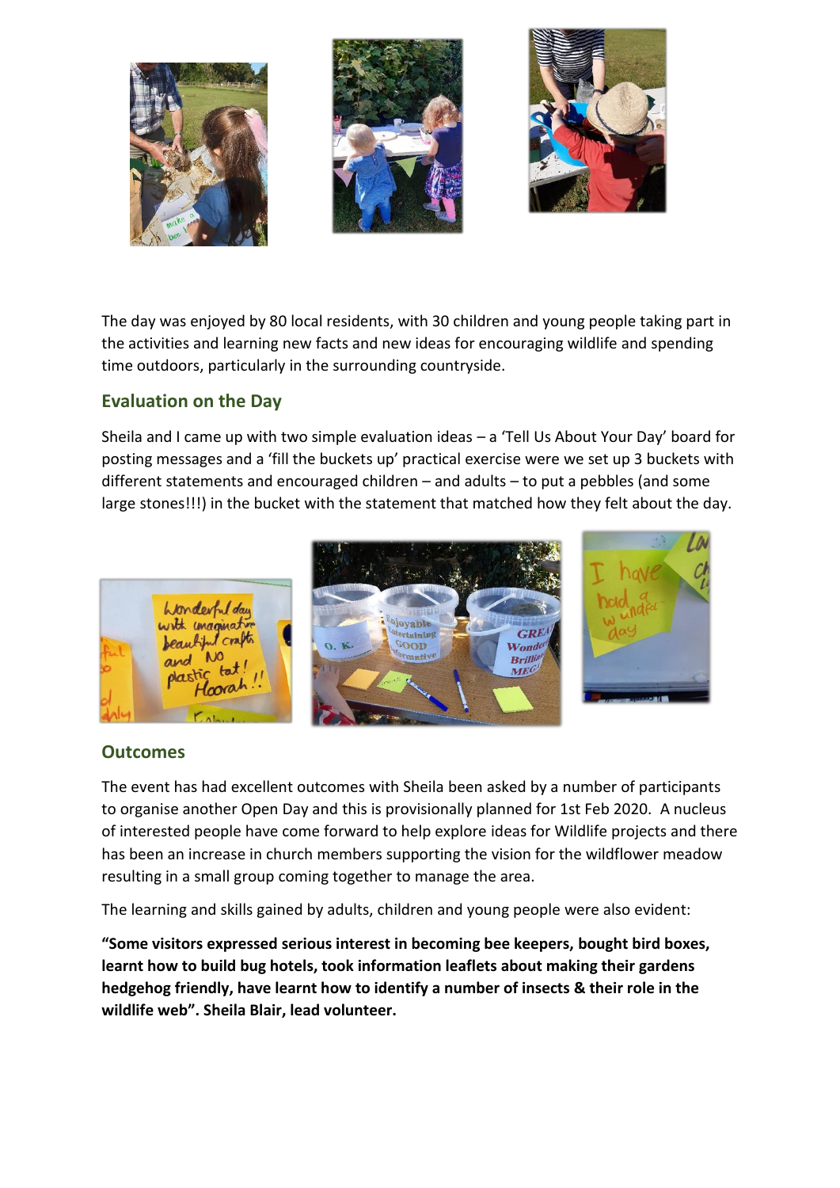The day was enjoyed by 80 local residents, with 30 children and young people taking part in the activities and learning new facts and new ideas for encouraging wildlife and spending time outdoors, particularly in the surrounding countryside.

## Evaluation on the Day

Sheila and I came up with two simple evaluation ideas – a 'Tell Us About Your Day' board for posting messages and a 'fill the buckets up' practical exercise were we set up 3 buckets with different statements and encouraged children – and adults – to put a pebbles (and some large stones!!!) in the bucket with the statement that matched how they felt about the day.

## Outcomes

The event has had excellent outcomes with Sheila been asked by a number of participants to organise another Open Day and this is provisionally planned for 1st Feb 2020. A nucleus of interested people have come forward to help explore ideas for Wildlife projects and there has been an increase in church members supporting the vision for the wildflower meadow resulting in a small group coming together to manage the area.

The learning and skills gained by adults, children and young people were also evident:

**"Some visitors expressed serious interest in becoming bee keepers, bought bird boxes, learnt how to build bug hotels, took information leaflets about making their gardens hedgehog friendly, have learnt how to identify a number of insects & their role in the wildlife web". Sheila Blair, lead volunteer.**